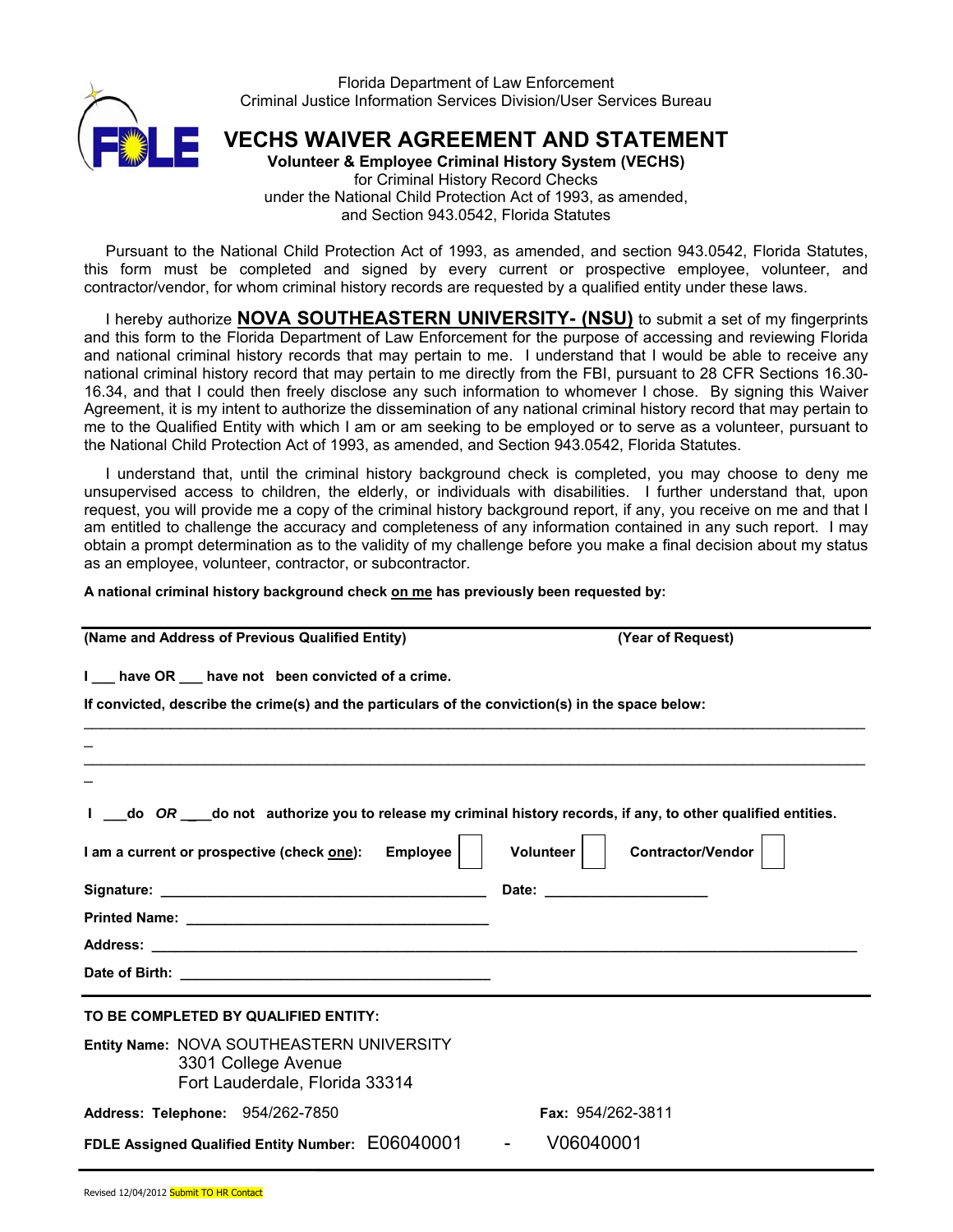Florida Department of Law Enforcement
Criminal Justice Information Services Division/User Services Bureau

# VECHS WAIVER AGREEMENT AND STATEMENT

**Volunteer & Employee Criminal History System (VECHS)**
for Criminal History Record Checks
under the National Child Protection Act of 1993, as amended,
and Section 943.0542, Florida Statutes

Pursuant to the National Child Protection Act of 1993, as amended, and section 943.0542, Florida Statutes, this form must be completed and signed by every current or prospective employee, volunteer, and contractor/vendor, for whom criminal history records are requested by a qualified entity under these laws.

I hereby authorize **NOVA SOUTHEASTERN UNIVERSITY- (NSU)** to submit a set of my fingerprints and this form to the Florida Department of Law Enforcement for the purpose of accessing and reviewing Florida and national criminal history records that may pertain to me. I understand that I would be able to receive any national criminal history record that may pertain to me directly from the FBI, pursuant to 28 CFR Sections 16.30-16.34, and that I could then freely disclose any such information to whomever I chose. By signing this Waiver Agreement, it is my intent to authorize the dissemination of any national criminal history record that may pertain to me to the Qualified Entity with which I am or am seeking to be employed or to serve as a volunteer, pursuant to the National Child Protection Act of 1993, as amended, and Section 943.0542, Florida Statutes.

I understand that, until the criminal history background check is completed, you may choose to deny me unsupervised access to children, the elderly, or individuals with disabilities. I further understand that, upon request, you will provide me a copy of the criminal history background report, if any, you receive on me and that I am entitled to challenge the accuracy and completeness of any information contained in any such report. I may obtain a prompt determination as to the validity of my challenge before you make a final decision about my status as an employee, volunteer, contractor, or subcontractor.

**A national criminal history background check on me has previously been requested by:**

**(Name and Address of Previous Qualified Entity)** **(Year of Request)**

**I ___ have OR ___ have not been convicted of a crime.**

**If convicted, describe the crime(s) and the particulars of the conviction(s) in the space below:**

_______________________________________________________________________________

_______________________________________________________________________________

**I ___do OR ___do not authorize you to release my criminal history records, if any, to other qualified entities.**

**I am a current or prospective (check one):** **Employee** ☐ **Volunteer** ☐ **Contractor/Vendor** ☐

**Signature:** ______________________________ **Date:** ________________

**Printed Name:** ______________________________

**Address:** ______________________________________________________________

**Date of Birth:** ______________________________

**TO BE COMPLETED BY QUALIFIED ENTITY:**

**Entity Name:** NOVA SOUTHEASTERN UNIVERSITY
3301 College Avenue
Fort Lauderdale, Florida 33314

**Address: Telephone:** 954/262-7850 **Fax:** 954/262-3811

**FDLE Assigned Qualified Entity Number:** E06040001 - V06040001

Revised 12/04/2012 Submit TO HR Contact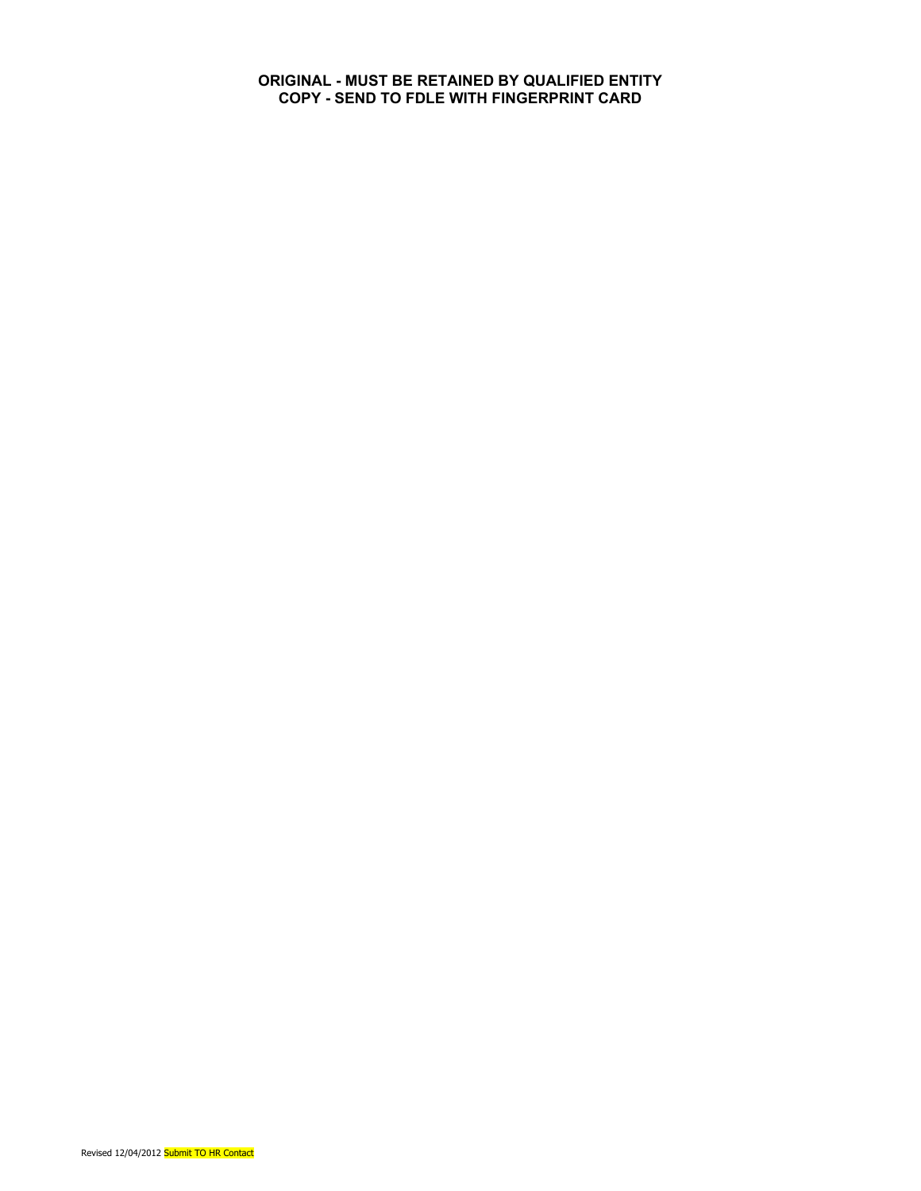**ORIGINAL - MUST BE RETAINED BY QUALIFIED ENTITY**
**COPY - SEND TO FDLE WITH FINGERPRINT CARD**

Revised 12/04/2012 Submit TO HR Contact